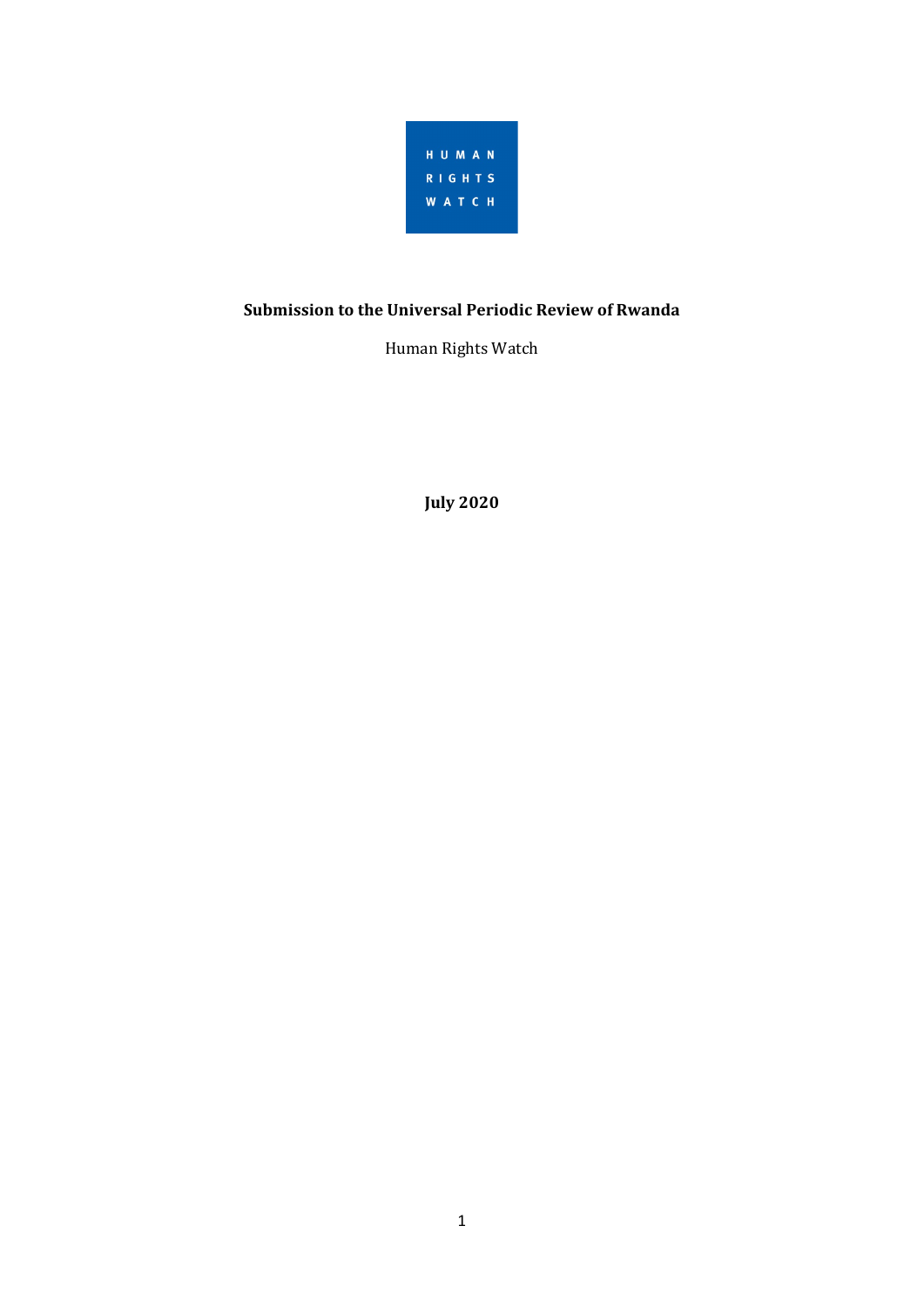HUMAN RIGHTS WATCH

# Submission to the Universal Periodic Review of Rwanda

Human Rights Watch

**July 2020**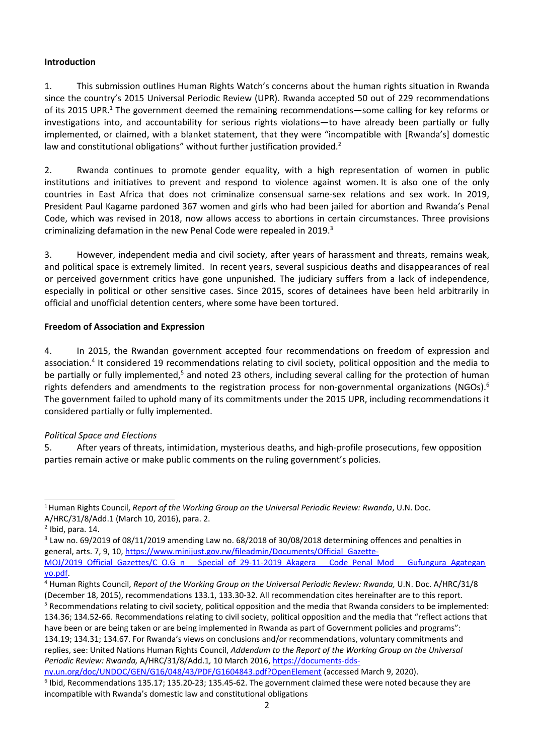**Introduction**

1. This submission outlines Human Rights Watch's concerns about the human rights situation in Rwanda since the country's 2015 Universal Periodic Review (UPR). Rwanda accepted 50 out of 229 recommendations of its 2015 UPR.[1] The government deemed the remaining recommendations—some calling for key reforms or investigations into, and accountability for serious rights violations—to have already been partially or fully implemented, or claimed, with a blanket statement, that they were "incompatible with [Rwanda's] domestic law and constitutional obligations" without further justification provided.[2]

2. Rwanda continues to promote gender equality, with a high representation of women in public institutions and initiatives to prevent and respond to violence against women. It is also one of the only countries in East Africa that does not criminalize consensual same-sex relations and sex work. In 2019, President Paul Kagame pardoned 367 women and girls who had been jailed for abortion and Rwanda's Penal Code, which was revised in 2018, now allows access to abortions in certain circumstances. Three provisions criminalizing defamation in the new Penal Code were repealed in 2019.[3]

3. However, independent media and civil society, after years of harassment and threats, remains weak, and political space is extremely limited. In recent years, several suspicious deaths and disappearances of real or perceived government critics have gone unpunished. The judiciary suffers from a lack of independence, especially in political or other sensitive cases. Since 2015, scores of detainees have been held arbitrarily in official and unofficial detention centers, where some have been tortured.

**Freedom of Association and Expression**

4. In 2015, the Rwandan government accepted four recommendations on freedom of expression and association.[4] It considered 19 recommendations relating to civil society, political opposition and the media to be partially or fully implemented,[5] and noted 23 others, including several calling for the protection of human rights defenders and amendments to the registration process for non-governmental organizations (NGOs).[6] The government failed to uphold many of its commitments under the 2015 UPR, including recommendations it considered partially or fully implemented.

*Political Space and Elections*

5. After years of threats, intimidation, mysterious deaths, and high-profile prosecutions, few opposition parties remain active or make public comments on the ruling government's policies.

---

[1] Human Rights Council, *Report of the Working Group on the Universal Periodic Review: Rwanda*, U.N. Doc. A/HRC/31/8/Add.1 (March 10, 2016), para. 2.

[2] Ibid, para. 14.

[3] Law no. 69/2019 of 08/11/2019 amending Law no. 68/2018 of 30/08/2018 determining offences and penalties in general, arts. 7, 9, 10, https://www.minijust.gov.rw/fileadmin/Documents/Official_Gazette-MOJ/2019_Official_Gazettes/C_O.G_n___Special_of_29-11-2019_Akagera___Code_Penal_Mod___Gufungura_Agategan yo.pdf.

[4] Human Rights Council, *Report of the Working Group on the Universal Periodic Review: Rwanda,* U.N. Doc. A/HRC/31/8 (December 18, 2015), recommendations 133.1, 133.30-32. All recommendation cites hereinafter are to this report.

[5] Recommendations relating to civil society, political opposition and the media that Rwanda considers to be implemented: 134.36; 134.52-66. Recommendations relating to civil society, political opposition and the media that "reflect actions that have been or are being taken or are being implemented in Rwanda as part of Government policies and programs": 134.19; 134.31; 134.67. For Rwanda's views on conclusions and/or recommendations, voluntary commitments and replies, see: United Nations Human Rights Council, *Addendum to the Report of the Working Group on the Universal Periodic Review: Rwanda,* A/HRC/31/8/Add.1*,* 10 March 2016, https://documents-dds-ny.un.org/doc/UNDOC/GEN/G16/048/43/PDF/G1604843.pdf?OpenElement (accessed March 9, 2020).

[6] Ibid, Recommendations 135.17; 135.20-23; 135.45-62. The government claimed these were noted because they are incompatible with Rwanda's domestic law and constitutional obligations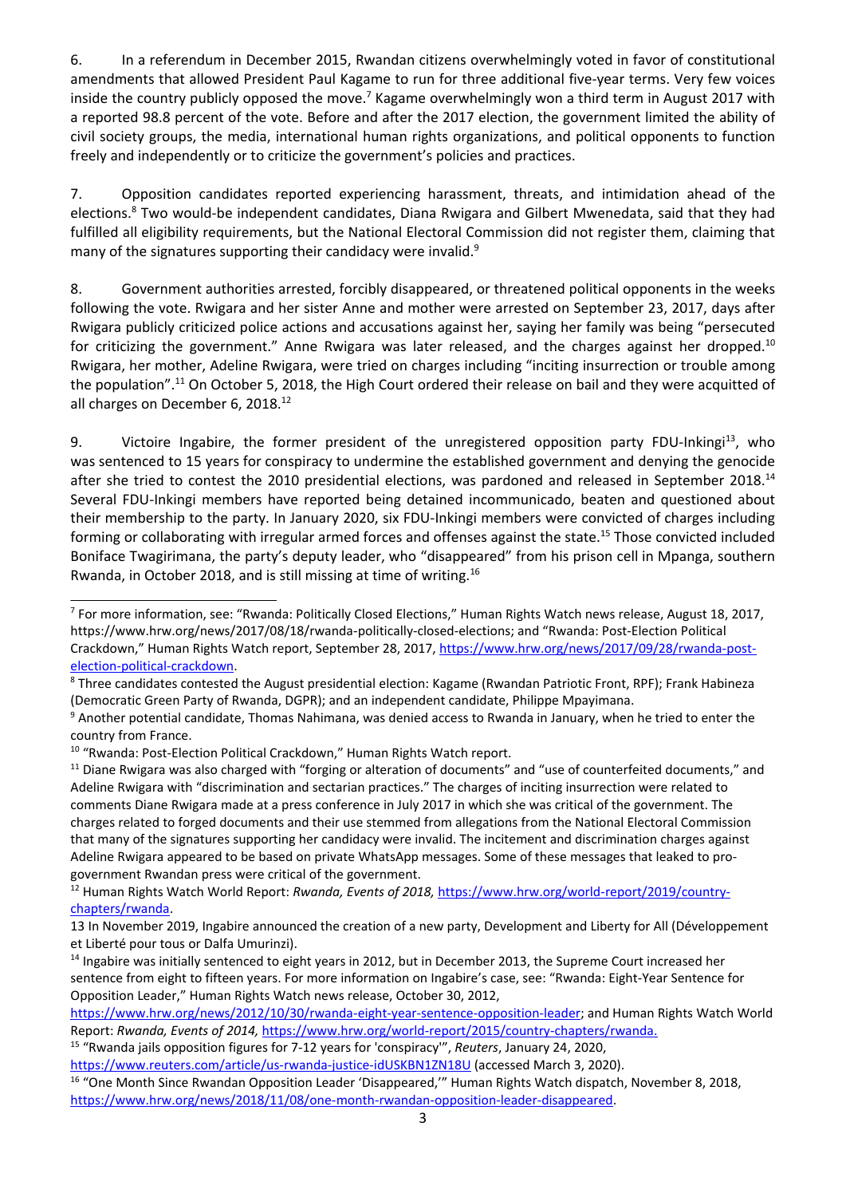6. In a referendum in December 2015, Rwandan citizens overwhelmingly voted in favor of constitutional amendments that allowed President Paul Kagame to run for three additional five-year terms. Very few voices inside the country publicly opposed the move.[7] Kagame overwhelmingly won a third term in August 2017 with a reported 98.8 percent of the vote. Before and after the 2017 election, the government limited the ability of civil society groups, the media, international human rights organizations, and political opponents to function freely and independently or to criticize the government's policies and practices.

7. Opposition candidates reported experiencing harassment, threats, and intimidation ahead of the elections.[8] Two would-be independent candidates, Diana Rwigara and Gilbert Mwenedata, said that they had fulfilled all eligibility requirements, but the National Electoral Commission did not register them, claiming that many of the signatures supporting their candidacy were invalid.[9]

8. Government authorities arrested, forcibly disappeared, or threatened political opponents in the weeks following the vote. Rwigara and her sister Anne and mother were arrested on September 23, 2017, days after Rwigara publicly criticized police actions and accusations against her, saying her family was being "persecuted for criticizing the government." Anne Rwigara was later released, and the charges against her dropped.[10] Rwigara, her mother, Adeline Rwigara, were tried on charges including "inciting insurrection or trouble among the population".[11] On October 5, 2018, the High Court ordered their release on bail and they were acquitted of all charges on December 6, 2018.[12]

9. Victoire Ingabire, the former president of the unregistered opposition party FDU-Inkingi[13], who was sentenced to 15 years for conspiracy to undermine the established government and denying the genocide after she tried to contest the 2010 presidential elections, was pardoned and released in September 2018.[14] Several FDU-Inkingi members have reported being detained incommunicado, beaten and questioned about their membership to the party. In January 2020, six FDU-Inkingi members were convicted of charges including forming or collaborating with irregular armed forces and offenses against the state.[15] Those convicted included Boniface Twagirimana, the party's deputy leader, who "disappeared" from his prison cell in Mpanga, southern Rwanda, in October 2018, and is still missing at time of writing.[16]

---

[7] For more information, see: "Rwanda: Politically Closed Elections," Human Rights Watch news release, August 18, 2017, https://www.hrw.org/news/2017/08/18/rwanda-politically-closed-elections; and "Rwanda: Post-Election Political Crackdown," Human Rights Watch report, September 28, 2017, https://www.hrw.org/news/2017/09/28/rwanda-post-election-political-crackdown.

[8] Three candidates contested the August presidential election: Kagame (Rwandan Patriotic Front, RPF); Frank Habineza (Democratic Green Party of Rwanda, DGPR); and an independent candidate, Philippe Mpayimana.

[9] Another potential candidate, Thomas Nahimana, was denied access to Rwanda in January, when he tried to enter the country from France.

[10] "Rwanda: Post-Election Political Crackdown," Human Rights Watch report.

[11] Diane Rwigara was also charged with "forging or alteration of documents" and "use of counterfeited documents," and Adeline Rwigara with "discrimination and sectarian practices." The charges of inciting insurrection were related to comments Diane Rwigara made at a press conference in July 2017 in which she was critical of the government. The charges related to forged documents and their use stemmed from allegations from the National Electoral Commission that many of the signatures supporting her candidacy were invalid. The incitement and discrimination charges against Adeline Rwigara appeared to be based on private WhatsApp messages. Some of these messages that leaked to pro-government Rwandan press were critical of the government.

[12] Human Rights Watch World Report: *Rwanda, Events of 2018,* https://www.hrw.org/world-report/2019/country-chapters/rwanda.

13 In November 2019, Ingabire announced the creation of a new party, Development and Liberty for All (Développement et Liberté pour tous or Dalfa Umurinzi).

[14] Ingabire was initially sentenced to eight years in 2012, but in December 2013, the Supreme Court increased her sentence from eight to fifteen years. For more information on Ingabire's case, see: "Rwanda: Eight-Year Sentence for Opposition Leader," Human Rights Watch news release, October 30, 2012, https://www.hrw.org/news/2012/10/30/rwanda-eight-year-sentence-opposition-leader; and Human Rights Watch World Report: *Rwanda, Events of 2014,* https://www.hrw.org/world-report/2015/country-chapters/rwanda.

[15] "Rwanda jails opposition figures for 7-12 years for 'conspiracy'", *Reuters*, January 24, 2020, https://www.reuters.com/article/us-rwanda-justice-idUSKBN1ZN18U (accessed March 3, 2020).

[16] "One Month Since Rwandan Opposition Leader 'Disappeared,'" Human Rights Watch dispatch, November 8, 2018, https://www.hrw.org/news/2018/11/08/one-month-rwandan-opposition-leader-disappeared.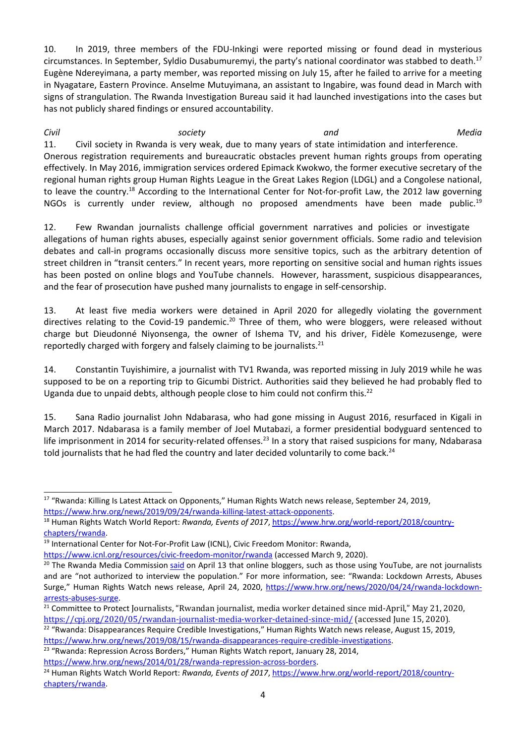10. In 2019, three members of the FDU-Inkingi were reported missing or found dead in mysterious circumstances. In September, Syldio Dusabumuremyi, the party's national coordinator was stabbed to death.[17] Eugène Ndereyimana, a party member, was reported missing on July 15, after he failed to arrive for a meeting in Nyagatare, Eastern Province. Anselme Mutuyimana, an assistant to Ingabire, was found dead in March with signs of strangulation. The Rwanda Investigation Bureau said it had launched investigations into the cases but has not publicly shared findings or ensured accountability.

*Civil society and Media*

11. Civil society in Rwanda is very weak, due to many years of state intimidation and interference. Onerous registration requirements and bureaucratic obstacles prevent human rights groups from operating effectively. In May 2016, immigration services ordered Epimack Kwokwo, the former executive secretary of the regional human rights group Human Rights League in the Great Lakes Region (LDGL) and a Congolese national, to leave the country.[18] According to the International Center for Not-for-profit Law, the 2012 law governing NGOs is currently under review, although no proposed amendments have been made public.[19]

12. Few Rwandan journalists challenge official government narratives and policies or investigate allegations of human rights abuses, especially against senior government officials. Some radio and television debates and call-in programs occasionally discuss more sensitive topics, such as the arbitrary detention of street children in "transit centers." In recent years, more reporting on sensitive social and human rights issues has been posted on online blogs and YouTube channels. However, harassment, suspicious disappearances, and the fear of prosecution have pushed many journalists to engage in self-censorship.

13. At least five media workers were detained in April 2020 for allegedly violating the government directives relating to the Covid-19 pandemic.[20] Three of them, who were bloggers, were released without charge but Dieudonné Niyonsenga, the owner of Ishema TV, and his driver, Fidèle Komezusenge, were reportedly charged with forgery and falsely claiming to be journalists.[21]

14. Constantin Tuyishimire, a journalist with TV1 Rwanda, was reported missing in July 2019 while he was supposed to be on a reporting trip to Gicumbi District. Authorities said they believed he had probably fled to Uganda due to unpaid debts, although people close to him could not confirm this.[22]

15. Sana Radio journalist John Ndabarasa, who had gone missing in August 2016, resurfaced in Kigali in March 2017. Ndabarasa is a family member of Joel Mutabazi, a former presidential bodyguard sentenced to life imprisonment in 2014 for security-related offenses.[23] In a story that raised suspicions for many, Ndabarasa told journalists that he had fled the country and later decided voluntarily to come back.[24]

---

[17] "Rwanda: Killing Is Latest Attack on Opponents," Human Rights Watch news release, September 24, 2019, https://www.hrw.org/news/2019/09/24/rwanda-killing-latest-attack-opponents.

[18] Human Rights Watch World Report: *Rwanda, Events of 2017*, https://www.hrw.org/world-report/2018/country-chapters/rwanda.

[19] International Center for Not-For-Profit Law (ICNL), Civic Freedom Monitor: Rwanda, https://www.icnl.org/resources/civic-freedom-monitor/rwanda (accessed March 9, 2020).

[20] The Rwanda Media Commission said on April 13 that online bloggers, such as those using YouTube, are not journalists and are "not authorized to interview the population." For more information, see: "Rwanda: Lockdown Arrests, Abuses Surge," Human Rights Watch news release, April 24, 2020, https://www.hrw.org/news/2020/04/24/rwanda-lockdown-arrests-abuses-surge.

[21] Committee to Protect Journalists, "Rwandan journalist, media worker detained since mid-April," May 21, 2020, https://cpj.org/2020/05/rwandan-journalist-media-worker-detained-since-mid/ (accessed June 15, 2020).

[22] "Rwanda: Disappearances Require Credible Investigations," Human Rights Watch news release, August 15, 2019, https://www.hrw.org/news/2019/08/15/rwanda-disappearances-require-credible-investigations.

[23] "Rwanda: Repression Across Borders," Human Rights Watch report, January 28, 2014, https://www.hrw.org/news/2014/01/28/rwanda-repression-across-borders.

[24] Human Rights Watch World Report: *Rwanda, Events of 2017*, https://www.hrw.org/world-report/2018/country-chapters/rwanda.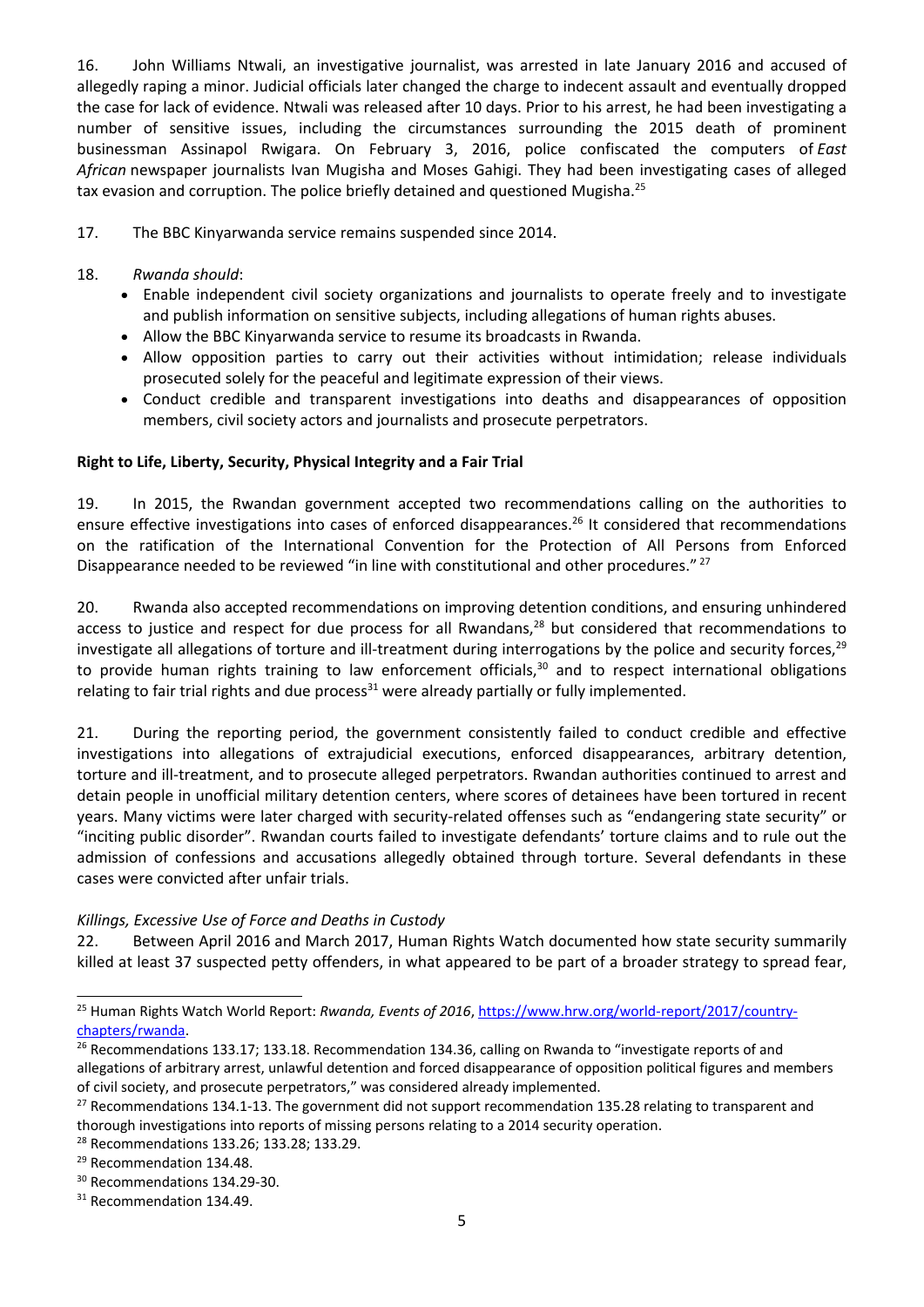16. John Williams Ntwali, an investigative journalist, was arrested in late January 2016 and accused of allegedly raping a minor. Judicial officials later changed the charge to indecent assault and eventually dropped the case for lack of evidence. Ntwali was released after 10 days. Prior to his arrest, he had been investigating a number of sensitive issues, including the circumstances surrounding the 2015 death of prominent businessman Assinapol Rwigara. On February 3, 2016, police confiscated the computers of *East African* newspaper journalists Ivan Mugisha and Moses Gahigi. They had been investigating cases of alleged tax evasion and corruption. The police briefly detained and questioned Mugisha.[25]

17. The BBC Kinyarwanda service remains suspended since 2014.

18. *Rwanda should*:

- Enable independent civil society organizations and journalists to operate freely and to investigate and publish information on sensitive subjects, including allegations of human rights abuses.
- Allow the BBC Kinyarwanda service to resume its broadcasts in Rwanda.
- Allow opposition parties to carry out their activities without intimidation; release individuals prosecuted solely for the peaceful and legitimate expression of their views.
- Conduct credible and transparent investigations into deaths and disappearances of opposition members, civil society actors and journalists and prosecute perpetrators.

**Right to Life, Liberty, Security, Physical Integrity and a Fair Trial**

19. In 2015, the Rwandan government accepted two recommendations calling on the authorities to ensure effective investigations into cases of enforced disappearances.[26] It considered that recommendations on the ratification of the International Convention for the Protection of All Persons from Enforced Disappearance needed to be reviewed "in line with constitutional and other procedures." [27]

20. Rwanda also accepted recommendations on improving detention conditions, and ensuring unhindered access to justice and respect for due process for all Rwandans,[28] but considered that recommendations to investigate all allegations of torture and ill-treatment during interrogations by the police and security forces,[29] to provide human rights training to law enforcement officials,[30] and to respect international obligations relating to fair trial rights and due process[31] were already partially or fully implemented.

21. During the reporting period, the government consistently failed to conduct credible and effective investigations into allegations of extrajudicial executions, enforced disappearances, arbitrary detention, torture and ill-treatment, and to prosecute alleged perpetrators. Rwandan authorities continued to arrest and detain people in unofficial military detention centers, where scores of detainees have been tortured in recent years. Many victims were later charged with security-related offenses such as "endangering state security" or "inciting public disorder". Rwandan courts failed to investigate defendants' torture claims and to rule out the admission of confessions and accusations allegedly obtained through torture. Several defendants in these cases were convicted after unfair trials.

*Killings, Excessive Use of Force and Deaths in Custody*

22. Between April 2016 and March 2017, Human Rights Watch documented how state security summarily killed at least 37 suspected petty offenders, in what appeared to be part of a broader strategy to spread fear,

---

[25] Human Rights Watch World Report: *Rwanda, Events of 2016*, https://www.hrw.org/world-report/2017/country-chapters/rwanda.

[26] Recommendations 133.17; 133.18. Recommendation 134.36, calling on Rwanda to "investigate reports of and allegations of arbitrary arrest, unlawful detention and forced disappearance of opposition political figures and members of civil society, and prosecute perpetrators," was considered already implemented.

[27] Recommendations 134.1-13. The government did not support recommendation 135.28 relating to transparent and thorough investigations into reports of missing persons relating to a 2014 security operation.

[28] Recommendations 133.26; 133.28; 133.29.

[29] Recommendation 134.48.

[30] Recommendations 134.29-30.

[31] Recommendation 134.49.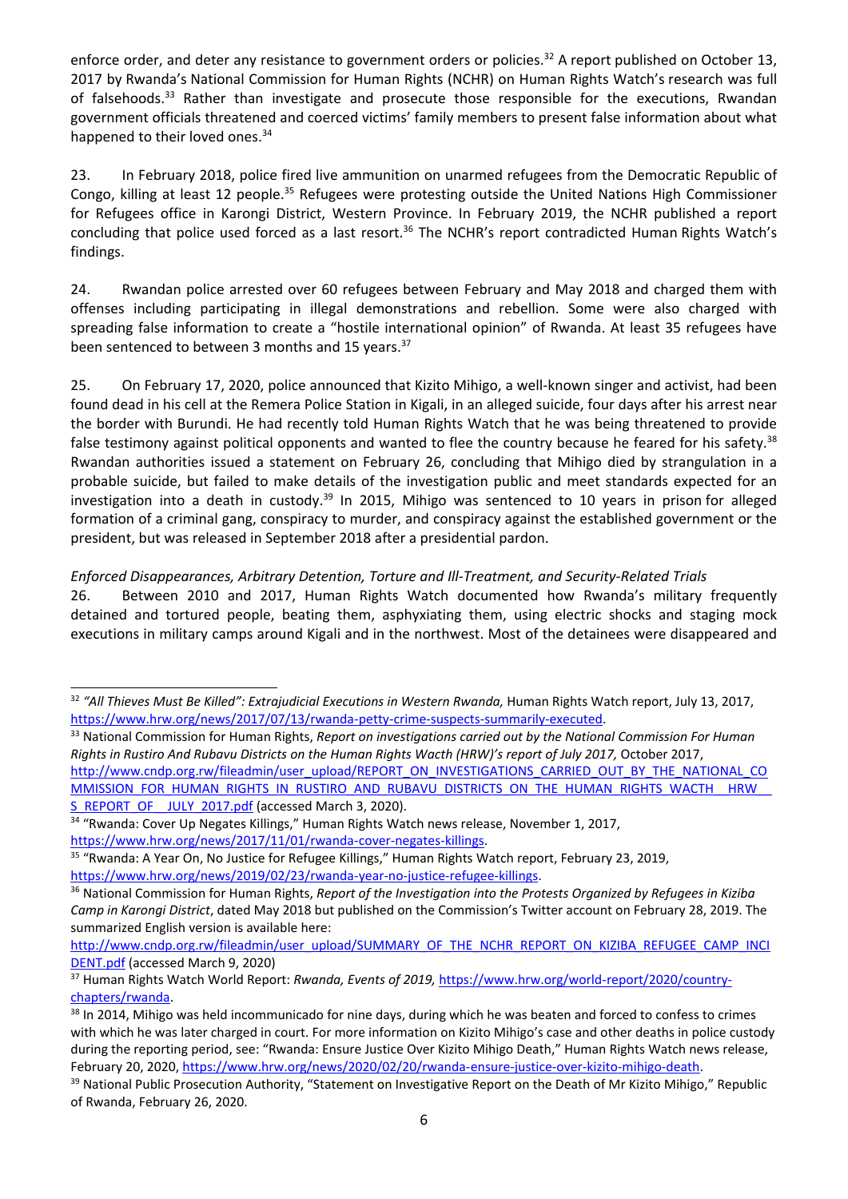enforce order, and deter any resistance to government orders or policies.[32] A report published on October 13, 2017 by Rwanda's National Commission for Human Rights (NCHR) on Human Rights Watch's research was full of falsehoods.[33] Rather than investigate and prosecute those responsible for the executions, Rwandan government officials threatened and coerced victims' family members to present false information about what happened to their loved ones.[34]

23. In February 2018, police fired live ammunition on unarmed refugees from the Democratic Republic of Congo, killing at least 12 people.[35] Refugees were protesting outside the United Nations High Commissioner for Refugees office in Karongi District, Western Province. In February 2019, the NCHR published a report concluding that police used forced as a last resort.[36] The NCHR's report contradicted Human Rights Watch's findings.

24. Rwandan police arrested over 60 refugees between February and May 2018 and charged them with offenses including participating in illegal demonstrations and rebellion. Some were also charged with spreading false information to create a "hostile international opinion" of Rwanda. At least 35 refugees have been sentenced to between 3 months and 15 years.[37]

25. On February 17, 2020, police announced that Kizito Mihigo, a well-known singer and activist, had been found dead in his cell at the Remera Police Station in Kigali, in an alleged suicide, four days after his arrest near the border with Burundi. He had recently told Human Rights Watch that he was being threatened to provide false testimony against political opponents and wanted to flee the country because he feared for his safety.[38] Rwandan authorities issued a statement on February 26, concluding that Mihigo died by strangulation in a probable suicide, but failed to make details of the investigation public and meet standards expected for an investigation into a death in custody.[39] In 2015, Mihigo was sentenced to 10 years in prison for alleged formation of a criminal gang, conspiracy to murder, and conspiracy against the established government or the president, but was released in September 2018 after a presidential pardon.

*Enforced Disappearances, Arbitrary Detention, Torture and Ill-Treatment, and Security-Related Trials*

26. Between 2010 and 2017, Human Rights Watch documented how Rwanda's military frequently detained and tortured people, beating them, asphyxiating them, using electric shocks and staging mock executions in military camps around Kigali and in the northwest. Most of the detainees were disappeared and

---

[32] *"All Thieves Must Be Killed": Extrajudicial Executions in Western Rwanda,* Human Rights Watch report, July 13, 2017, https://www.hrw.org/news/2017/07/13/rwanda-petty-crime-suspects-summarily-executed.

[33] National Commission for Human Rights, *Report on investigations carried out by the National Commission For Human Rights in Rustiro And Rubavu Districts on the Human Rights Wacth (HRW)'s report of July 2017,* October 2017, http://www.cndp.org.rw/fileadmin/user_upload/REPORT_ON_INVESTIGATIONS_CARRIED_OUT_BY_THE_NATIONAL_COMMISSION_FOR_HUMAN_RIGHTS_IN_RUSTIRO_AND_RUBAVU_DISTRICTS_ON_THE_HUMAN_RIGHTS_WACTH__HRW__S_REPORT_OF__JULY_2017.pdf (accessed March 3, 2020).

[34] "Rwanda: Cover Up Negates Killings," Human Rights Watch news release, November 1, 2017, https://www.hrw.org/news/2017/11/01/rwanda-cover-negates-killings.

[35] "Rwanda: A Year On, No Justice for Refugee Killings," Human Rights Watch report, February 23, 2019, https://www.hrw.org/news/2019/02/23/rwanda-year-no-justice-refugee-killings.

[36] National Commission for Human Rights, *Report of the Investigation into the Protests Organized by Refugees in Kiziba Camp in Karongi District*, dated May 2018 but published on the Commission's Twitter account on February 28, 2019. The summarized English version is available here: http://www.cndp.org.rw/fileadmin/user_upload/SUMMARY_OF_THE_NCHR_REPORT_ON_KIZIBA_REFUGEE_CAMP_INCIDENT.pdf (accessed March 9, 2020)

[37] Human Rights Watch World Report: *Rwanda, Events of 2019,* https://www.hrw.org/world-report/2020/country-chapters/rwanda.

[38] In 2014, Mihigo was held incommunicado for nine days, during which he was beaten and forced to confess to crimes with which he was later charged in court. For more information on Kizito Mihigo's case and other deaths in police custody during the reporting period, see: "Rwanda: Ensure Justice Over Kizito Mihigo Death," Human Rights Watch news release, February 20, 2020, https://www.hrw.org/news/2020/02/20/rwanda-ensure-justice-over-kizito-mihigo-death.

[39] National Public Prosecution Authority, "Statement on Investigative Report on the Death of Mr Kizito Mihigo," Republic of Rwanda, February 26, 2020.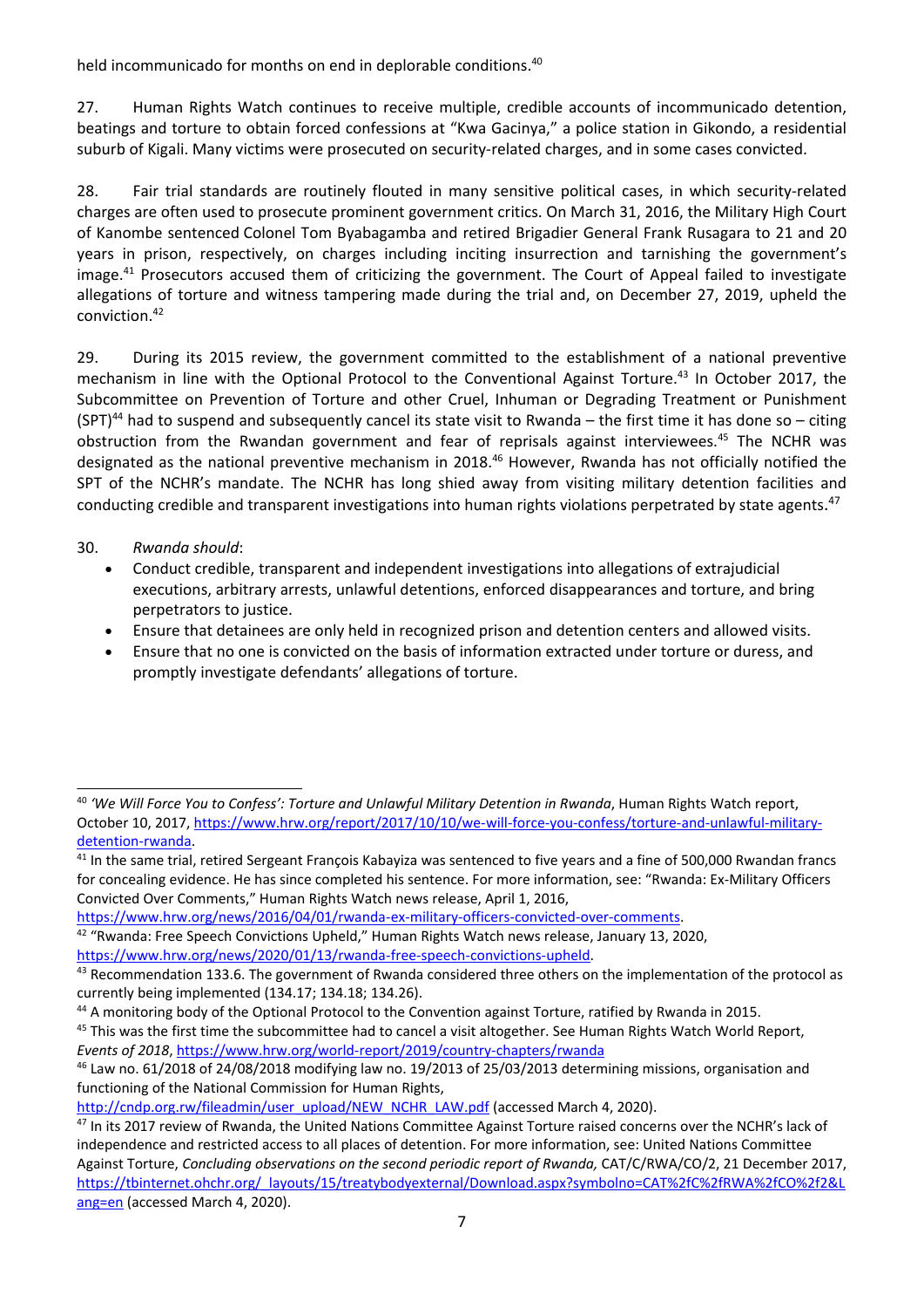held incommunicado for months on end in deplorable conditions.[40]

27. Human Rights Watch continues to receive multiple, credible accounts of incommunicado detention, beatings and torture to obtain forced confessions at "Kwa Gacinya," a police station in Gikondo, a residential suburb of Kigali. Many victims were prosecuted on security-related charges, and in some cases convicted.

28. Fair trial standards are routinely flouted in many sensitive political cases, in which security-related charges are often used to prosecute prominent government critics. On March 31, 2016, the Military High Court of Kanombe sentenced Colonel Tom Byabagamba and retired Brigadier General Frank Rusagara to 21 and 20 years in prison, respectively, on charges including inciting insurrection and tarnishing the government's image.[41] Prosecutors accused them of criticizing the government. The Court of Appeal failed to investigate allegations of torture and witness tampering made during the trial and, on December 27, 2019, upheld the conviction.[42]

29. During its 2015 review, the government committed to the establishment of a national preventive mechanism in line with the Optional Protocol to the Conventional Against Torture.[43] In October 2017, the Subcommittee on Prevention of Torture and other Cruel, Inhuman or Degrading Treatment or Punishment (SPT)[44] had to suspend and subsequently cancel its state visit to Rwanda – the first time it has done so – citing obstruction from the Rwandan government and fear of reprisals against interviewees.[45] The NCHR was designated as the national preventive mechanism in 2018.[46] However, Rwanda has not officially notified the SPT of the NCHR's mandate. The NCHR has long shied away from visiting military detention facilities and conducting credible and transparent investigations into human rights violations perpetrated by state agents.[47]

30. *Rwanda should*:

- Conduct credible, transparent and independent investigations into allegations of extrajudicial executions, arbitrary arrests, unlawful detentions, enforced disappearances and torture, and bring perpetrators to justice.
- Ensure that detainees are only held in recognized prison and detention centers and allowed visits.
- Ensure that no one is convicted on the basis of information extracted under torture or duress, and promptly investigate defendants' allegations of torture.

---

[40] *'We Will Force You to Confess': Torture and Unlawful Military Detention in Rwanda*, Human Rights Watch report, October 10, 2017, https://www.hrw.org/report/2017/10/10/we-will-force-you-confess/torture-and-unlawful-military-detention-rwanda.

[41] In the same trial, retired Sergeant François Kabayiza was sentenced to five years and a fine of 500,000 Rwandan francs for concealing evidence. He has since completed his sentence. For more information, see: "Rwanda: Ex-Military Officers Convicted Over Comments," Human Rights Watch news release, April 1, 2016, https://www.hrw.org/news/2016/04/01/rwanda-ex-military-officers-convicted-over-comments.

[42] "Rwanda: Free Speech Convictions Upheld," Human Rights Watch news release, January 13, 2020, https://www.hrw.org/news/2020/01/13/rwanda-free-speech-convictions-upheld.

[43] Recommendation 133.6. The government of Rwanda considered three others on the implementation of the protocol as currently being implemented (134.17; 134.18; 134.26).

[44] A monitoring body of the Optional Protocol to the Convention against Torture, ratified by Rwanda in 2015.

[45] This was the first time the subcommittee had to cancel a visit altogether. See Human Rights Watch World Report, *Events of 2018*, https://www.hrw.org/world-report/2019/country-chapters/rwanda

[46] Law no. 61/2018 of 24/08/2018 modifying law no. 19/2013 of 25/03/2013 determining missions, organisation and functioning of the National Commission for Human Rights, http://cndp.org.rw/fileadmin/user_upload/NEW_NCHR_LAW.pdf (accessed March 4, 2020).

[47] In its 2017 review of Rwanda, the United Nations Committee Against Torture raised concerns over the NCHR's lack of independence and restricted access to all places of detention. For more information, see: United Nations Committee Against Torture, *Concluding observations on the second periodic report of Rwanda,* CAT/C/RWA/CO/2, 21 December 2017, https://tbinternet.ohchr.org/_layouts/15/treatybodyexternal/Download.aspx?symbolno=CAT%2fC%2fRWA%2fCO%2f2&Lang=en (accessed March 4, 2020).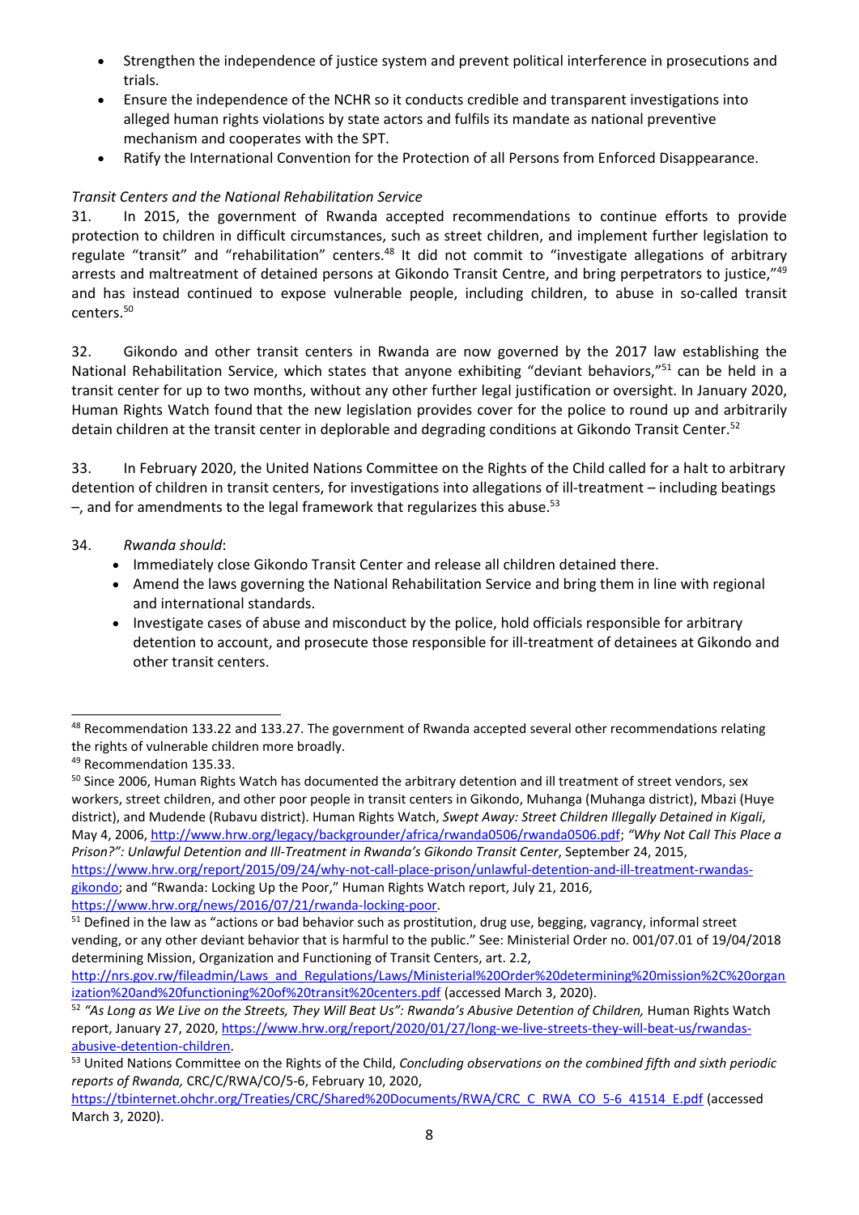- Strengthen the independence of justice system and prevent political interference in prosecutions and trials.
- Ensure the independence of the NCHR so it conducts credible and transparent investigations into alleged human rights violations by state actors and fulfils its mandate as national preventive mechanism and cooperates with the SPT.
- Ratify the International Convention for the Protection of all Persons from Enforced Disappearance.

*Transit Centers and the National Rehabilitation Service*

31. In 2015, the government of Rwanda accepted recommendations to continue efforts to provide protection to children in difficult circumstances, such as street children, and implement further legislation to regulate "transit" and "rehabilitation" centers.[48] It did not commit to "investigate allegations of arbitrary arrests and maltreatment of detained persons at Gikondo Transit Centre, and bring perpetrators to justice,"[49] and has instead continued to expose vulnerable people, including children, to abuse in so-called transit centers.[50]

32. Gikondo and other transit centers in Rwanda are now governed by the 2017 law establishing the National Rehabilitation Service, which states that anyone exhibiting "deviant behaviors,"[51] can be held in a transit center for up to two months, without any other further legal justification or oversight. In January 2020, Human Rights Watch found that the new legislation provides cover for the police to round up and arbitrarily detain children at the transit center in deplorable and degrading conditions at Gikondo Transit Center.[52]

33. In February 2020, the United Nations Committee on the Rights of the Child called for a halt to arbitrary detention of children in transit centers, for investigations into allegations of ill-treatment – including beatings –, and for amendments to the legal framework that regularizes this abuse.[53]

34. *Rwanda should*:

- Immediately close Gikondo Transit Center and release all children detained there.
- Amend the laws governing the National Rehabilitation Service and bring them in line with regional and international standards.
- Investigate cases of abuse and misconduct by the police, hold officials responsible for arbitrary detention to account, and prosecute those responsible for ill-treatment of detainees at Gikondo and other transit centers.

---

[48] Recommendation 133.22 and 133.27. The government of Rwanda accepted several other recommendations relating the rights of vulnerable children more broadly.

[49] Recommendation 135.33.

[50] Since 2006, Human Rights Watch has documented the arbitrary detention and ill treatment of street vendors, sex workers, street children, and other poor people in transit centers in Gikondo, Muhanga (Muhanga district), Mbazi (Huye district), and Mudende (Rubavu district). Human Rights Watch, *Swept Away: Street Children Illegally Detained in Kigali*, May 4, 2006, http://www.hrw.org/legacy/backgrounder/africa/rwanda0506/rwanda0506.pdf; *"Why Not Call This Place a Prison?": Unlawful Detention and Ill-Treatment in Rwanda's Gikondo Transit Center*, September 24, 2015, https://www.hrw.org/report/2015/09/24/why-not-call-place-prison/unlawful-detention-and-ill-treatment-rwandas-gikondo; and "Rwanda: Locking Up the Poor," Human Rights Watch report, July 21, 2016, https://www.hrw.org/news/2016/07/21/rwanda-locking-poor.

[51] Defined in the law as "actions or bad behavior such as prostitution, drug use, begging, vagrancy, informal street vending, or any other deviant behavior that is harmful to the public." See: Ministerial Order no. 001/07.01 of 19/04/2018 determining Mission, Organization and Functioning of Transit Centers, art. 2.2, http://nrs.gov.rw/fileadmin/Laws_and_Regulations/Laws/Ministerial%20Order%20determining%20mission%2C%20organization%20and%20functioning%20of%20transit%20centers.pdf (accessed March 3, 2020).

[52] *"As Long as We Live on the Streets, They Will Beat Us": Rwanda's Abusive Detention of Children,* Human Rights Watch report, January 27, 2020, https://www.hrw.org/report/2020/01/27/long-we-live-streets-they-will-beat-us/rwandas-abusive-detention-children.

[53] United Nations Committee on the Rights of the Child, *Concluding observations on the combined fifth and sixth periodic reports of Rwanda,* CRC/C/RWA/CO/5-6, February 10, 2020, https://tbinternet.ohchr.org/Treaties/CRC/Shared%20Documents/RWA/CRC_C_RWA_CO_5-6_41514_E.pdf (accessed March 3, 2020).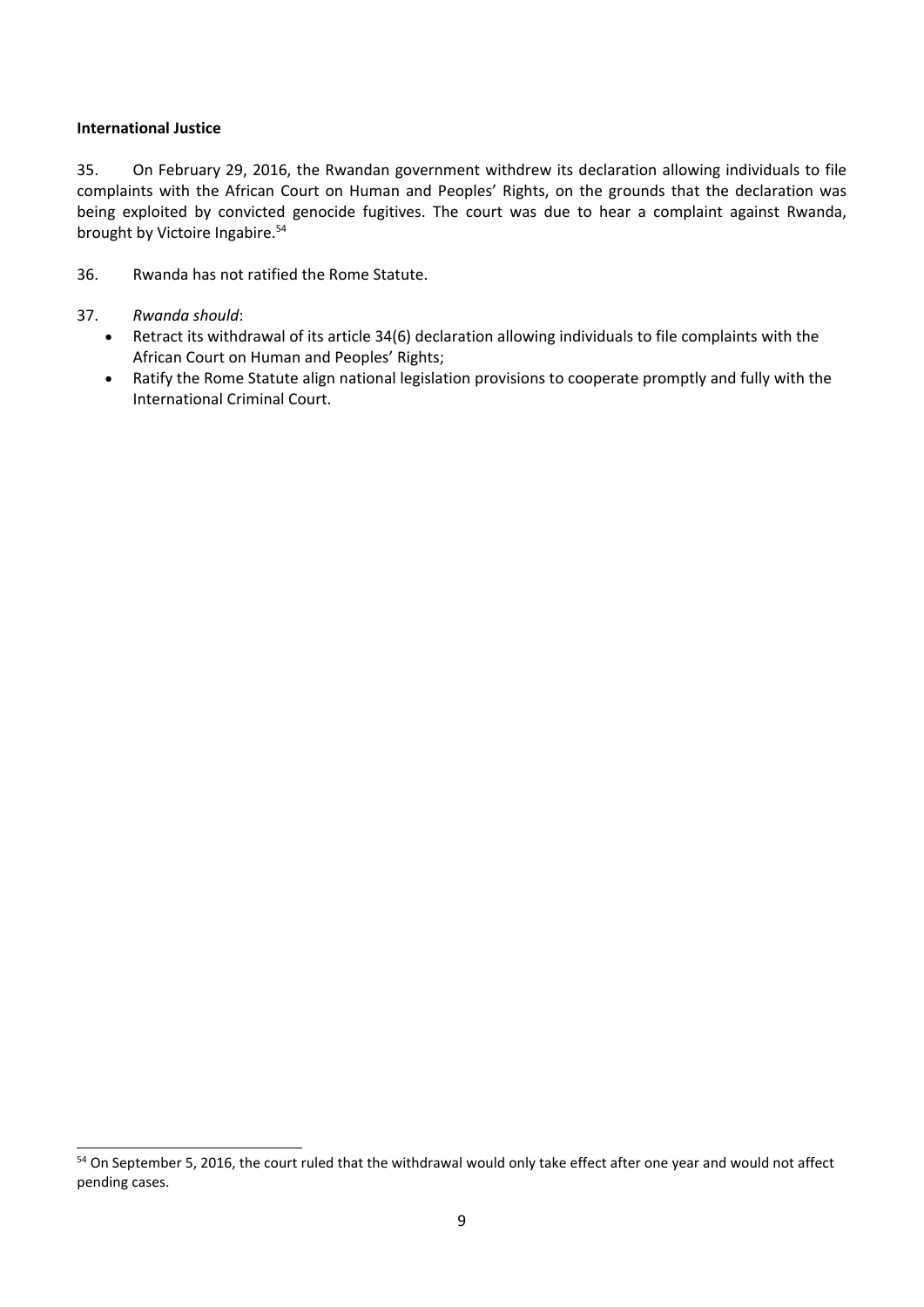**International Justice**

35. On February 29, 2016, the Rwandan government withdrew its declaration allowing individuals to file complaints with the African Court on Human and Peoples' Rights, on the grounds that the declaration was being exploited by convicted genocide fugitives. The court was due to hear a complaint against Rwanda, brought by Victoire Ingabire.[54]

36. Rwanda has not ratified the Rome Statute.

37. *Rwanda should*:

- Retract its withdrawal of its article 34(6) declaration allowing individuals to file complaints with the African Court on Human and Peoples' Rights;
- Ratify the Rome Statute align national legislation provisions to cooperate promptly and fully with the International Criminal Court.

---

[54] On September 5, 2016, the court ruled that the withdrawal would only take effect after one year and would not affect pending cases.